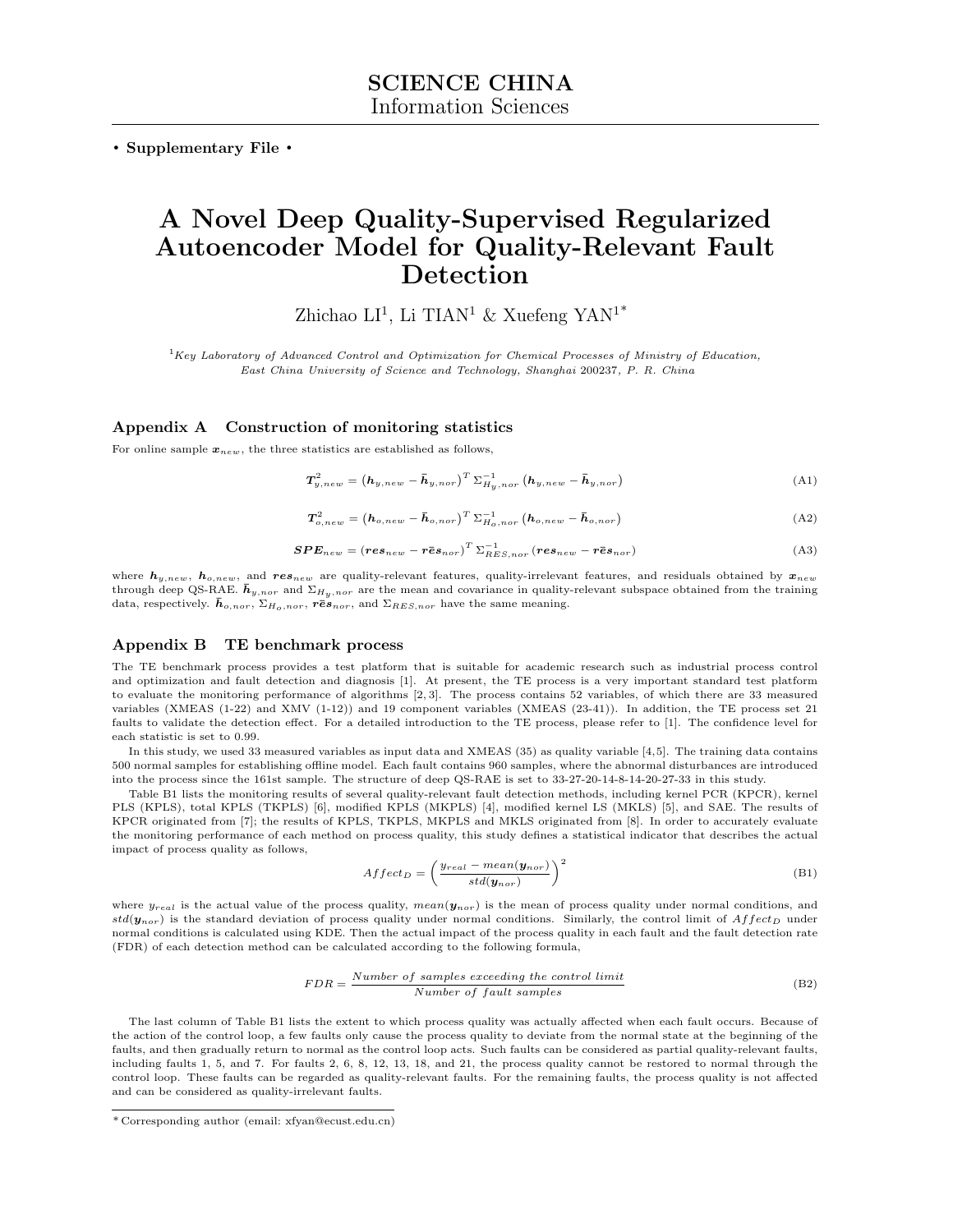**SCIENCE CHINA**
Information Sciences

• **Supplementary File** •

# A Novel Deep Quality-Supervised Regularized Autoencoder Model for Quality-Relevant Fault Detection

Zhichao LI[1], Li TIAN[1] & Xuefeng YAN[1*]

[1] *Key Laboratory of Advanced Control and Optimization for Chemical Processes of Ministry of Education, East China University of Science and Technology, Shanghai 200237, P. R. China*

## Appendix A Construction of monitoring statistics

For online sample $\boldsymbol{x}_{new}$, the three statistics are established as follows,

$$\boldsymbol{T}^2_{y,new} = \left(\boldsymbol{h}_{y,new} - \bar{\boldsymbol{h}}_{y,nor}\right)^T \Sigma^{-1}_{H_y,nor} \left(\boldsymbol{h}_{y,new} - \bar{\boldsymbol{h}}_{y,nor}\right) \tag{A1}$$

$$\boldsymbol{T}^2_{o,new} = \left(\boldsymbol{h}_{o,new} - \bar{\boldsymbol{h}}_{o,nor}\right)^T \Sigma^{-1}_{H_o,nor} \left(\boldsymbol{h}_{o,new} - \bar{\boldsymbol{h}}_{o,nor}\right) \tag{A2}$$

$$\boldsymbol{SPE}_{new} = \left(\boldsymbol{res}_{new} - \boldsymbol{r\bar{e}s}_{nor}\right)^T \Sigma^{-1}_{RES,nor} \left(\boldsymbol{res}_{new} - \boldsymbol{r\bar{e}s}_{nor}\right) \tag{A3}$$

where $\boldsymbol{h}_{y,new}$, $\boldsymbol{h}_{o,new}$, and $\boldsymbol{res}_{new}$ are quality-relevant features, quality-irrelevant features, and residuals obtained by $\boldsymbol{x}_{new}$ through deep QS-RAE. $\bar{\boldsymbol{h}}_{y,nor}$ and $\Sigma_{H_y,nor}$ are the mean and covariance in quality-relevant subspace obtained from the training data, respectively. $\bar{\boldsymbol{h}}_{o,nor}$, $\Sigma_{H_o,nor}$, $\boldsymbol{r\bar{e}s}_{nor}$, and $\Sigma_{RES,nor}$ have the same meaning.

## Appendix B TE benchmark process

The TE benchmark process provides a test platform that is suitable for academic research such as industrial process control and optimization and fault detection and diagnosis [1]. At present, the TE process is a very important standard test platform to evaluate the monitoring performance of algorithms [2, 3]. The process contains 52 variables, of which there are 33 measured variables (XMEAS (1-22) and XMV (1-12)) and 19 component variables (XMEAS (23-41)). In addition, the TE process set 21 faults to validate the detection effect. For a detailed introduction to the TE process, please refer to [1]. The confidence level for each statistic is set to 0.99.

In this study, we used 33 measured variables as input data and XMEAS (35) as quality variable [4,5]. The training data contains 500 normal samples for establishing offline model. Each fault contains 960 samples, where the abnormal disturbances are introduced into the process since the 161st sample. The structure of deep QS-RAE is set to 33-27-20-14-8-14-20-27-33 in this study.

Table B1 lists the monitoring results of several quality-relevant fault detection methods, including kernel PCR (KPCR), kernel PLS (KPLS), total KPLS (TKPLS) [6], modified KPLS (MKPLS) [4], modified kernel LS (MKLS) [5], and SAE. The results of KPCR originated from [7]; the results of KPLS, TKPLS, MKPLS and MKLS originated from [8]. In order to accurately evaluate the monitoring performance of each method on process quality, this study defines a statistical indicator that describes the actual impact of process quality as follows,

$$Affect_D = \left(\frac{y_{real} - mean(\boldsymbol{y}_{nor})}{std(\boldsymbol{y}_{nor})}\right)^2 \tag{B1}$$

where $y_{real}$ is the actual value of the process quality, $mean(\boldsymbol{y}_{nor})$ is the mean of process quality under normal conditions, and $std(\boldsymbol{y}_{nor})$ is the standard deviation of process quality under normal conditions. Similarly, the control limit of $Affect_D$ under normal conditions is calculated using KDE. Then the actual impact of the process quality in each fault and the fault detection rate (FDR) of each detection method can be calculated according to the following formula,

$$FDR = \frac{Number\ of\ samples\ exceeding\ the\ control\ limit}{Number\ of\ fault\ samples} \tag{B2}$$

The last column of Table B1 lists the extent to which process quality was actually affected when each fault occurs. Because of the action of the control loop, a few faults only cause the process quality to deviate from the normal state at the beginning of the faults, and then gradually return to normal as the control loop acts. Such faults can be considered as partial quality-relevant faults, including faults 1, 5, and 7. For faults 2, 6, 8, 12, 13, 18, and 21, the process quality cannot be restored to normal through the control loop. These faults can be regarded as quality-relevant faults. For the remaining faults, the process quality is not affected and can be considered as quality-irrelevant faults.

---

\* Corresponding author (email: xfyan@ecust.edu.cn)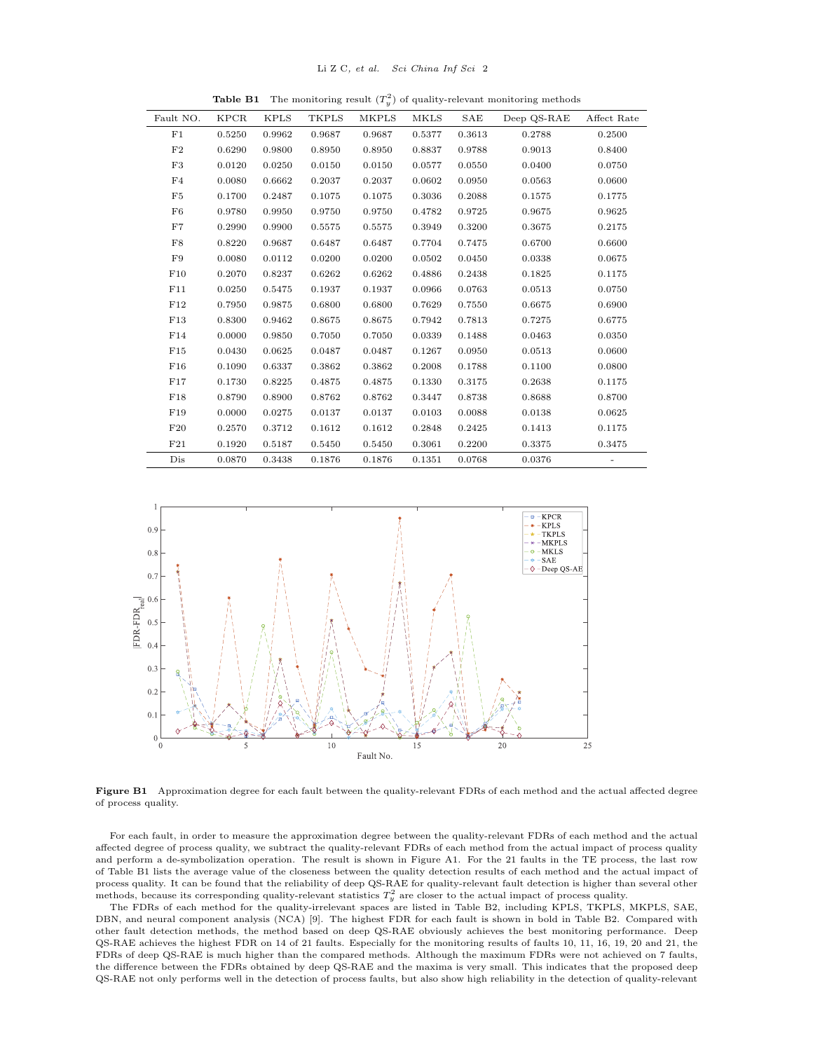**Table B1** The monitoring result ($T_y^2$) of quality-relevant monitoring methods

| Fault NO. | KPCR | KPLS | TKPLS | MKPLS | MKLS | SAE | Deep QS-RAE | Affect Rate |
|---|---|---|---|---|---|---|---|---|
| F1 | 0.5250 | 0.9962 | 0.9687 | 0.9687 | 0.5377 | 0.3613 | 0.2788 | 0.2500 |
| F2 | 0.6290 | 0.9800 | 0.8950 | 0.8950 | 0.8837 | 0.9788 | 0.9013 | 0.8400 |
| F3 | 0.0120 | 0.0250 | 0.0150 | 0.0150 | 0.0577 | 0.0550 | 0.0400 | 0.0750 |
| F4 | 0.0080 | 0.6662 | 0.2037 | 0.2037 | 0.0602 | 0.0950 | 0.0563 | 0.0600 |
| F5 | 0.1700 | 0.2487 | 0.1075 | 0.1075 | 0.3036 | 0.2088 | 0.1575 | 0.1775 |
| F6 | 0.9780 | 0.9950 | 0.9750 | 0.9750 | 0.4782 | 0.9725 | 0.9675 | 0.9625 |
| F7 | 0.2990 | 0.9900 | 0.5575 | 0.5575 | 0.3949 | 0.3200 | 0.3675 | 0.2175 |
| F8 | 0.8220 | 0.9687 | 0.6487 | 0.6487 | 0.7704 | 0.7475 | 0.6700 | 0.6600 |
| F9 | 0.0080 | 0.0112 | 0.0200 | 0.0200 | 0.0502 | 0.0450 | 0.0338 | 0.0675 |
| F10 | 0.2070 | 0.8237 | 0.6262 | 0.6262 | 0.4886 | 0.2438 | 0.1825 | 0.1175 |
| F11 | 0.0250 | 0.5475 | 0.1937 | 0.1937 | 0.0966 | 0.0763 | 0.0513 | 0.0750 |
| F12 | 0.7950 | 0.9875 | 0.6800 | 0.6800 | 0.7629 | 0.7550 | 0.6675 | 0.6900 |
| F13 | 0.8300 | 0.9462 | 0.8675 | 0.8675 | 0.7942 | 0.7813 | 0.7275 | 0.6775 |
| F14 | 0.0000 | 0.9850 | 0.7050 | 0.7050 | 0.0339 | 0.1488 | 0.0463 | 0.0350 |
| F15 | 0.0430 | 0.0625 | 0.0487 | 0.0487 | 0.1267 | 0.0950 | 0.0513 | 0.0600 |
| F16 | 0.1090 | 0.6337 | 0.3862 | 0.3862 | 0.2008 | 0.1788 | 0.1100 | 0.0800 |
| F17 | 0.1730 | 0.8225 | 0.4875 | 0.4875 | 0.1330 | 0.3175 | 0.2638 | 0.1175 |
| F18 | 0.8790 | 0.8900 | 0.8762 | 0.8762 | 0.3447 | 0.8738 | 0.8688 | 0.8700 |
| F19 | 0.0000 | 0.0275 | 0.0137 | 0.0137 | 0.0103 | 0.0088 | 0.0138 | 0.0625 |
| F20 | 0.2570 | 0.3712 | 0.1612 | 0.1612 | 0.2848 | 0.2425 | 0.1413 | 0.1175 |
| F21 | 0.1920 | 0.5187 | 0.5450 | 0.5450 | 0.3061 | 0.2200 | 0.3375 | 0.3475 |
| Dis | 0.0870 | 0.3438 | 0.1876 | 0.1876 | 0.1351 | 0.0768 | 0.0376 | - |

**Figure B1** Approximation degree for each fault between the quality-relevant FDRs of each method and the actual affected degree of process quality.

For each fault, in order to measure the approximation degree between the quality-relevant FDRs of each method and the actual affected degree of process quality, we subtract the quality-relevant FDRs of each method from the actual impact of process quality and perform a de-symbolization operation. The result is shown in Figure A1. For the 21 faults in the TE process, the last row of Table B1 lists the average value of the closeness between the quality detection results of each method and the actual impact of process quality. It can be found that the reliability of deep QS-RAE for quality-relevant fault detection is higher than several other methods, because its corresponding quality-relevant statistics $T_y^2$ are closer to the actual impact of process quality.

The FDRs of each method for the quality-irrelevant spaces are listed in Table B2, including KPLS, TKPLS, MKPLS, SAE, DBN, and neural component analysis (NCA) [9]. The highest FDR for each fault is shown in bold in Table B2. Compared with other fault detection methods, the method based on deep QS-RAE obviously achieves the best monitoring performance. Deep QS-RAE achieves the highest FDR on 14 of 21 faults. Especially for the monitoring results of faults 10, 11, 16, 19, 20 and 21, the FDRs of deep QS-RAE is much higher than the compared methods. Although the maximum FDRs were not achieved on 7 faults, the difference between the FDRs obtained by deep QS-RAE and the maxima is very small. This indicates that the proposed deep QS-RAE not only performs well in the detection of process faults, but also show high reliability in the detection of quality-relevant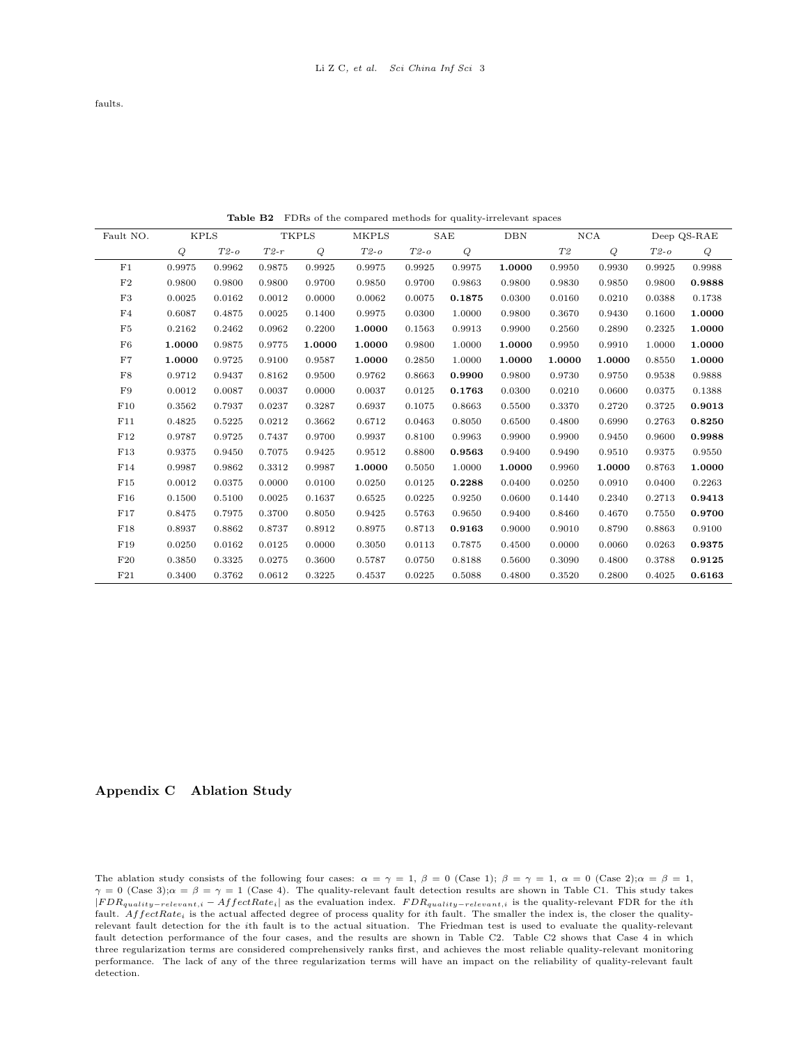faults.

**Table B2** FDRs of the compared methods for quality-irrelevant spaces

| Fault NO. | KPLS | | TKPLS | | MKPLS | SAE | | DBN | NCA | | Deep QS-RAE | |
|---|---|---|---|---|---|---|---|---|---|---|---|---|
| | $Q$ | $T2\text{-}o$ | $T2\text{-}r$ | $Q$ | $T2\text{-}o$ | $T2\text{-}o$ | $Q$ | | $T2$ | $Q$ | $T2\text{-}o$ | $Q$ |
| F1 | 0.9975 | 0.9962 | 0.9875 | 0.9925 | 0.9975 | 0.9925 | 0.9975 | **1.0000** | 0.9950 | 0.9930 | 0.9925 | 0.9988 |
| F2 | 0.9800 | 0.9800 | 0.9800 | 0.9700 | 0.9850 | 0.9700 | 0.9863 | 0.9800 | 0.9830 | 0.9850 | 0.9800 | **0.9888** |
| F3 | 0.0025 | 0.0162 | 0.0012 | 0.0000 | 0.0062 | 0.0075 | **0.1875** | 0.0300 | 0.0160 | 0.0210 | 0.0388 | 0.1738 |
| F4 | 0.6087 | 0.4875 | 0.0025 | 0.1400 | 0.9975 | 0.0300 | 1.0000 | 0.9800 | 0.3670 | 0.9430 | 0.1600 | **1.0000** |
| F5 | 0.2162 | 0.2462 | 0.0962 | 0.2200 | **1.0000** | 0.1563 | 0.9913 | 0.9900 | 0.2560 | 0.2890 | 0.2325 | **1.0000** |
| F6 | **1.0000** | 0.9875 | 0.9775 | **1.0000** | **1.0000** | 0.9800 | 1.0000 | **1.0000** | 0.9950 | 0.9910 | 1.0000 | **1.0000** |
| F7 | **1.0000** | 0.9725 | 0.9100 | 0.9587 | **1.0000** | 0.2850 | 1.0000 | **1.0000** | **1.0000** | **1.0000** | 0.8550 | **1.0000** |
| F8 | 0.9712 | 0.9437 | 0.8162 | 0.9500 | 0.9762 | 0.8663 | **0.9900** | 0.9800 | 0.9730 | 0.9750 | 0.9538 | 0.9888 |
| F9 | 0.0012 | 0.0087 | 0.0037 | 0.0000 | 0.0037 | 0.0125 | **0.1763** | 0.0300 | 0.0210 | 0.0600 | 0.0375 | 0.1388 |
| F10 | 0.3562 | 0.7937 | 0.0237 | 0.3287 | 0.6937 | 0.1075 | 0.8663 | 0.5500 | 0.3370 | 0.2720 | 0.3725 | **0.9013** |
| F11 | 0.4825 | 0.5225 | 0.0212 | 0.3662 | 0.6712 | 0.0463 | 0.8050 | 0.6500 | 0.4800 | 0.6990 | 0.2763 | **0.8250** |
| F12 | 0.9787 | 0.9725 | 0.7437 | 0.9700 | 0.9937 | 0.8100 | 0.9963 | 0.9900 | 0.9900 | 0.9450 | 0.9600 | **0.9988** |
| F13 | 0.9375 | 0.9450 | 0.7075 | 0.9425 | 0.9512 | 0.8800 | **0.9563** | 0.9400 | 0.9490 | 0.9510 | 0.9375 | 0.9550 |
| F14 | 0.9987 | 0.9862 | 0.3312 | 0.9987 | **1.0000** | 0.5050 | 1.0000 | **1.0000** | 0.9960 | **1.0000** | 0.8763 | **1.0000** |
| F15 | 0.0012 | 0.0375 | 0.0000 | 0.0100 | 0.0250 | 0.0125 | **0.2288** | 0.0400 | 0.0250 | 0.0910 | 0.0400 | 0.2263 |
| F16 | 0.1500 | 0.5100 | 0.0025 | 0.1637 | 0.6525 | 0.0225 | 0.9250 | 0.0600 | 0.1440 | 0.2340 | 0.2713 | **0.9413** |
| F17 | 0.8475 | 0.7975 | 0.3700 | 0.8050 | 0.9425 | 0.5763 | 0.9650 | 0.9400 | 0.8460 | 0.4670 | 0.7550 | **0.9700** |
| F18 | 0.8937 | 0.8862 | 0.8737 | 0.8912 | 0.8975 | 0.8713 | **0.9163** | 0.9000 | 0.9010 | 0.8790 | 0.8863 | 0.9100 |
| F19 | 0.0250 | 0.0162 | 0.0125 | 0.0000 | 0.3050 | 0.0113 | 0.7875 | 0.4500 | 0.0000 | 0.0060 | 0.0263 | **0.9375** |
| F20 | 0.3850 | 0.3325 | 0.0275 | 0.3600 | 0.5787 | 0.0750 | 0.8188 | 0.5600 | 0.3090 | 0.4800 | 0.3788 | **0.9125** |
| F21 | 0.3400 | 0.3762 | 0.0612 | 0.3225 | 0.4537 | 0.0225 | 0.5088 | 0.4800 | 0.3520 | 0.2800 | 0.4025 | **0.6163** |

## Appendix C Ablation Study

The ablation study consists of the following four cases: $\alpha = \gamma = 1$, $\beta = 0$ (Case 1); $\beta = \gamma = 1$, $\alpha = 0$ (Case 2); $\alpha = \beta = 1$, $\gamma = 0$ (Case 3); $\alpha = \beta = \gamma = 1$ (Case 4). The quality-relevant fault detection results are shown in Table C1. This study takes $|FDR_{quality-relevant,i} - AffectRate_i|$ as the evaluation index. $FDR_{quality-relevant,i}$ is the quality-relevant FDR for the $i$th fault. $AffectRate_i$ is the actual affected degree of process quality for $i$th fault. The smaller the index is, the closer the quality-relevant fault detection for the $i$th fault is to the actual situation. The Friedman test is used to evaluate the quality-relevant fault detection performance of the four cases, and the results are shown in Table C2. Table C2 shows that Case 4 in which three regularization terms are considered comprehensively ranks first, and achieves the most reliable quality-relevant monitoring performance. The lack of any of the three regularization terms will have an impact on the reliability of quality-relevant fault detection.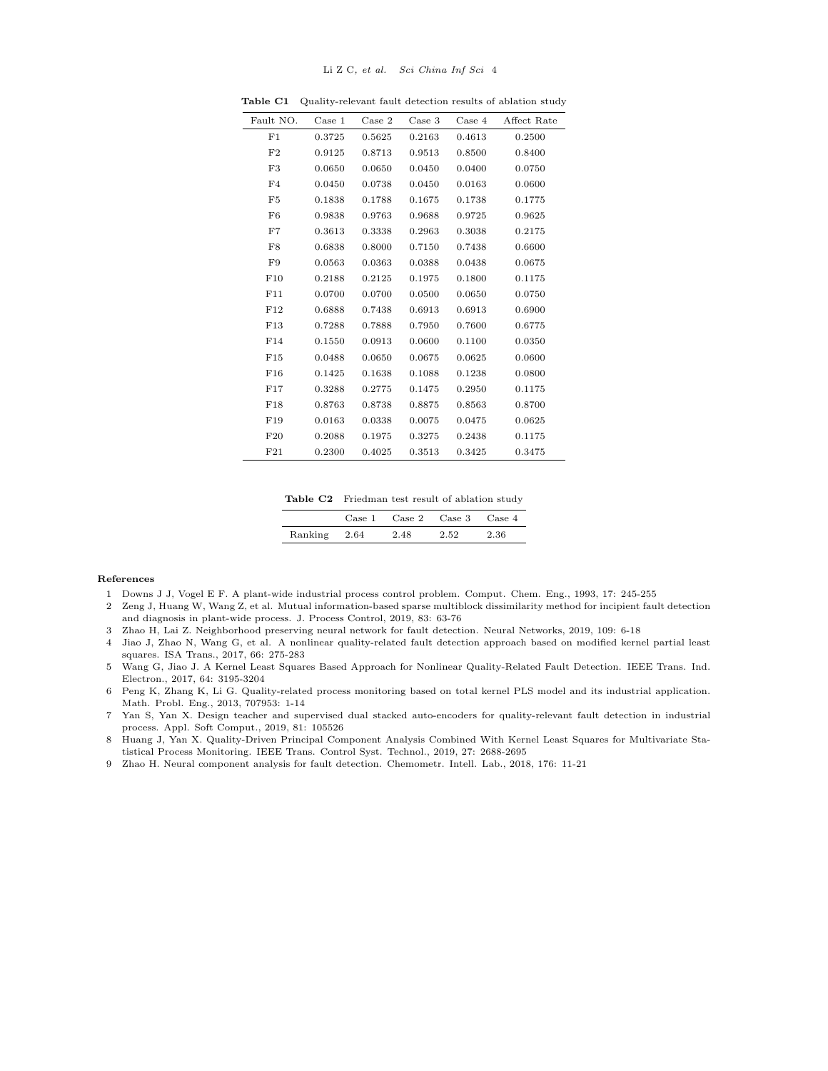**Table C1** Quality-relevant fault detection results of ablation study

| Fault NO. | Case 1 | Case 2 | Case 3 | Case 4 | Affect Rate |
|---|---|---|---|---|---|
| F1 | 0.3725 | 0.5625 | 0.2163 | 0.4613 | 0.2500 |
| F2 | 0.9125 | 0.8713 | 0.9513 | 0.8500 | 0.8400 |
| F3 | 0.0650 | 0.0650 | 0.0450 | 0.0400 | 0.0750 |
| F4 | 0.0450 | 0.0738 | 0.0450 | 0.0163 | 0.0600 |
| F5 | 0.1838 | 0.1788 | 0.1675 | 0.1738 | 0.1775 |
| F6 | 0.9838 | 0.9763 | 0.9688 | 0.9725 | 0.9625 |
| F7 | 0.3613 | 0.3338 | 0.2963 | 0.3038 | 0.2175 |
| F8 | 0.6838 | 0.8000 | 0.7150 | 0.7438 | 0.6600 |
| F9 | 0.0563 | 0.0363 | 0.0388 | 0.0438 | 0.0675 |
| F10 | 0.2188 | 0.2125 | 0.1975 | 0.1800 | 0.1175 |
| F11 | 0.0700 | 0.0700 | 0.0500 | 0.0650 | 0.0750 |
| F12 | 0.6888 | 0.7438 | 0.6913 | 0.6913 | 0.6900 |
| F13 | 0.7288 | 0.7888 | 0.7950 | 0.7600 | 0.6775 |
| F14 | 0.1550 | 0.0913 | 0.0600 | 0.1100 | 0.0350 |
| F15 | 0.0488 | 0.0650 | 0.0675 | 0.0625 | 0.0600 |
| F16 | 0.1425 | 0.1638 | 0.1088 | 0.1238 | 0.0800 |
| F17 | 0.3288 | 0.2775 | 0.1475 | 0.2950 | 0.1175 |
| F18 | 0.8763 | 0.8738 | 0.8875 | 0.8563 | 0.8700 |
| F19 | 0.0163 | 0.0338 | 0.0075 | 0.0475 | 0.0625 |
| F20 | 0.2088 | 0.1975 | 0.3275 | 0.2438 | 0.1175 |
| F21 | 0.2300 | 0.4025 | 0.3513 | 0.3425 | 0.3475 |

**Table C2** Friedman test result of ablation study

| | Case 1 | Case 2 | Case 3 | Case 4 |
|---|---|---|---|---|
| Ranking | 2.64 | 2.48 | 2.52 | 2.36 |

**References**

1. Downs J J, Vogel E F. A plant-wide industrial process control problem. Comput. Chem. Eng., 1993, 17: 245-255
2. Zeng J, Huang W, Wang Z, et al. Mutual information-based sparse multiblock dissimilarity method for incipient fault detection and diagnosis in plant-wide process. J. Process Control, 2019, 83: 63-76
3. Zhao H, Lai Z. Neighborhood preserving neural network for fault detection. Neural Networks, 2019, 109: 6-18
4. Jiao J, Zhao N, Wang G, et al. A nonlinear quality-related fault detection approach based on modified kernel partial least squares. ISA Trans., 2017, 66: 275-283
5. Wang G, Jiao J. A Kernel Least Squares Based Approach for Nonlinear Quality-Related Fault Detection. IEEE Trans. Ind. Electron., 2017, 64: 3195-3204
6. Peng K, Zhang K, Li G. Quality-related process monitoring based on total kernel PLS model and its industrial application. Math. Probl. Eng., 2013, 707953: 1-14
7. Yan S, Yan X. Design teacher and supervised dual stacked auto-encoders for quality-relevant fault detection in industrial process. Appl. Soft Comput., 2019, 81: 105526
8. Huang J, Yan X. Quality-Driven Principal Component Analysis Combined With Kernel Least Squares for Multivariate Statistical Process Monitoring. IEEE Trans. Control Syst. Technol., 2019, 27: 2688-2695
9. Zhao H. Neural component analysis for fault detection. Chemometr. Intell. Lab., 2018, 176: 11-21